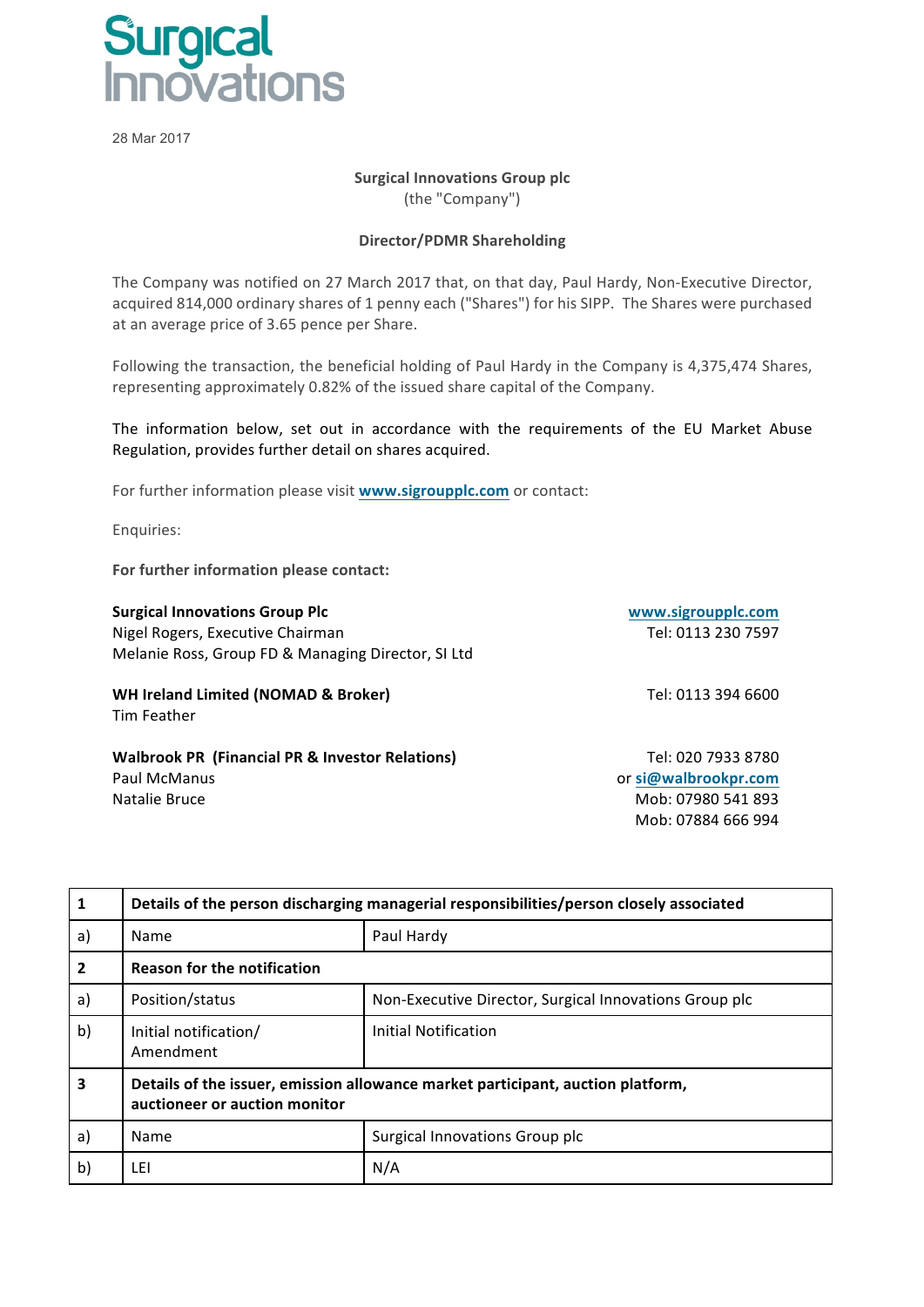Surgical Innovations

28 Mar 2017

**Surgical Innovations Group plc**
(the "Company")

**Director/PDMR Shareholding**

The Company was notified on 27 March 2017 that, on that day, Paul Hardy, Non-Executive Director, acquired 814,000 ordinary shares of 1 penny each ("Shares") for his SIPP. The Shares were purchased at an average price of 3.65 pence per Share.

Following the transaction, the beneficial holding of Paul Hardy in the Company is 4,375,474 Shares, representing approximately 0.82% of the issued share capital of the Company.

The information below, set out in accordance with the requirements of the EU Market Abuse Regulation, provides further detail on shares acquired.

For further information please visit **www.sigroupplc.com** or contact:

Enquiries:

**For further information please contact:**

**Surgical Innovations Group Plc** — **www.sigroupplc.com**
Nigel Rogers, Executive Chairman — Tel: 0113 230 7597
Melanie Ross, Group FD & Managing Director, SI Ltd

**WH Ireland Limited (NOMAD & Broker)** — Tel: 0113 394 6600
Tim Feather

**Walbrook PR (Financial PR & Investor Relations)** — Tel: 020 7933 8780 or **si@walbrookpr.com**
Paul McManus — Mob: 07980 541 893
Natalie Bruce — Mob: 07884 666 994

| **1** | **Details of the person discharging managerial responsibilities/person closely associated** | |
|---|---|---|
| a) | Name | Paul Hardy |
| **2** | **Reason for the notification** | |
| a) | Position/status | Non-Executive Director, Surgical Innovations Group plc |
| b) | Initial notification/ Amendment | Initial Notification |
| **3** | **Details of the issuer, emission allowance market participant, auction platform, auctioneer or auction monitor** | |
| a) | Name | Surgical Innovations Group plc |
| b) | LEI | N/A |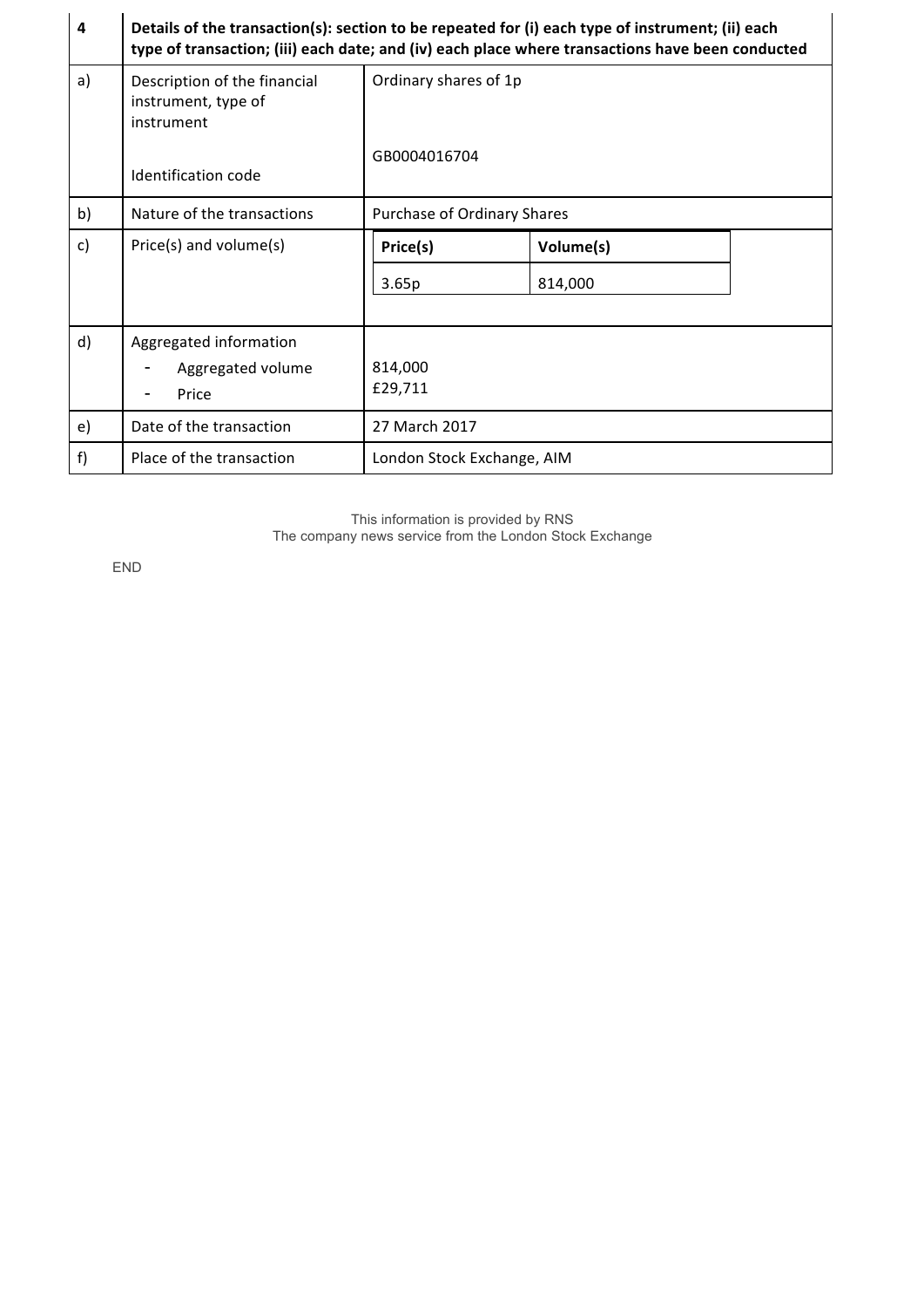| 4 | Details of the transaction(s): section to be repeated for (i) each type of instrument; (ii) each type of transaction; (iii) each date; and (iv) each place where transactions have been conducted | |
|---|---|---|
| a) | Description of the financial instrument, type of instrument<br><br>Identification code | Ordinary shares of 1p<br><br>GB0004016704 |
| b) | Nature of the transactions | Purchase of Ordinary Shares |
| c) | Price(s) and volume(s) | **Price(s)**: 3.65p<br>**Volume(s)**: 814,000 |
| d) | Aggregated information<br>- Aggregated volume<br>- Price | <br>814,000<br>£29,711 |
| e) | Date of the transaction | 27 March 2017 |
| f) | Place of the transaction | London Stock Exchange, AIM |

This information is provided by RNS
The company news service from the London Stock Exchange

END